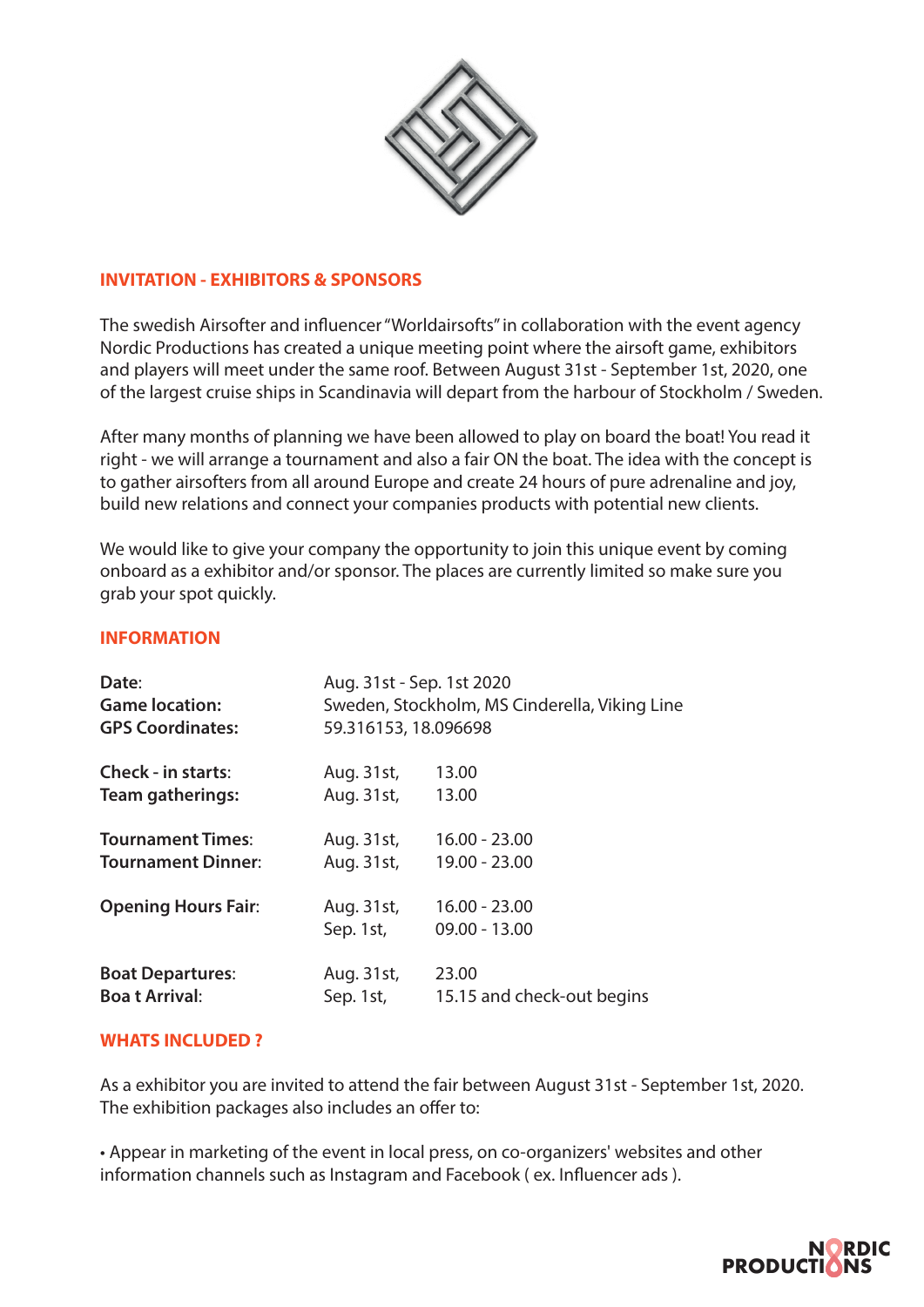## INVITATION - EXHIBITORS & SPONSORS

The swedish Airsofter and influencer "Worldairsofts" in collaboration with the event agency Nordic Productions has created a unique meeting point where the airsoft game, exhibitors and players will meet under the same roof. Between August 31st - September 1st, 2020, one of the largest cruise ships in Scandinavia will depart from the harbour of Stockholm / Sweden.

After many months of planning we have been allowed to play on board the boat! You read it right - we will arrange a tournament and also a fair ON the boat. The idea with the concept is to gather airsofters from all around Europe and create 24 hours of pure adrenaline and joy, build new relations and connect your companies products with potential new clients.

We would like to give your company the opportunity to join this unique event by coming onboard as a exhibitor and/or sponsor. The places are currently limited so make sure you grab your spot quickly.

## INFORMATION

**Date**: Aug. 31st - Sep. 1st 2020
**Game location:** Sweden, Stockholm, MS Cinderella, Viking Line
**GPS Coordinates:** 59.316153, 18.096698

| | | |
|---|---|---|
| **Check - in starts**: | Aug. 31st, | 13.00 |
| **Team gatherings:** | Aug. 31st, | 13.00 |
| **Tournament Times**: | Aug. 31st, | 16.00 - 23.00 |
| **Tournament Dinner**: | Aug. 31st, | 19.00 - 23.00 |
| **Opening Hours Fair**: | Aug. 31st, | 16.00 - 23.00 |
| | Sep. 1st, | 09.00 - 13.00 |
| **Boat Departures**: | Aug. 31st, | 23.00 |
| **Boa t Arrival**: | Sep. 1st, | 15.15 and check-out begins |

## WHATS INCLUDED ?

As a exhibitor you are invited to attend the fair between August 31st - September 1st, 2020. The exhibition packages also includes an offer to:

- Appear in marketing of the event in local press, on co-organizers' websites and other information channels such as Instagram and Facebook ( ex. Influencer ads ).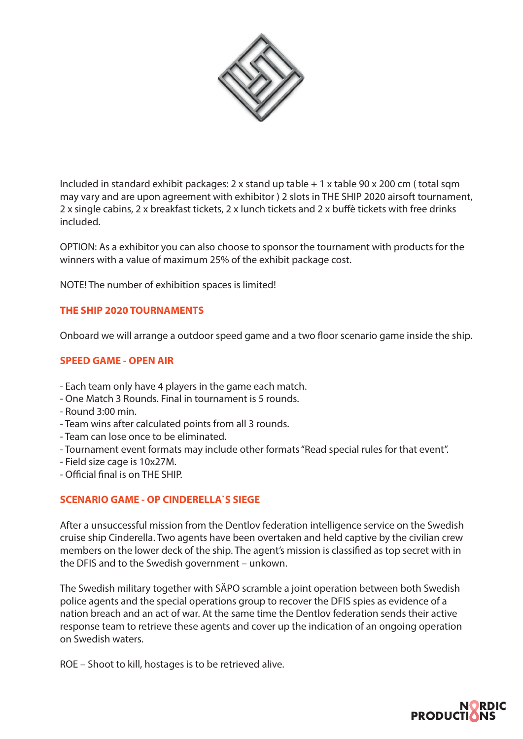Included in standard exhibit packages: 2 x stand up table + 1 x table 90 x 200 cm ( total sqm may vary and are upon agreement with exhibitor ) 2 slots in THE SHIP 2020 airsoft tournament, 2 x single cabins, 2 x breakfast tickets, 2 x lunch tickets and 2 x buffè tickets with free drinks included.

OPTION: As a exhibitor you can also choose to sponsor the tournament with products for the winners with a value of maximum 25% of the exhibit package cost.

NOTE! The number of exhibition spaces is limited!

## THE SHIP 2020 TOURNAMENTS

Onboard we will arrange a outdoor speed game and a two floor scenario game inside the ship.

## SPEED GAME - OPEN AIR

- Each team only have 4 players in the game each match.
- One Match 3 Rounds. Final in tournament is 5 rounds.
- Round 3:00 min.
- Team wins after calculated points from all 3 rounds.
- Team can lose once to be eliminated.
- Tournament event formats may include other formats "Read special rules for that event".
- Field size cage is 10x27M.
- Official final is on THE SHIP.

## SCENARIO GAME - OP CINDERELLA`S SIEGE

After a unsuccessful mission from the Dentlov federation intelligence service on the Swedish cruise ship Cinderella. Two agents have been overtaken and held captive by the civilian crew members on the lower deck of the ship. The agent's mission is classified as top secret with in the DFIS and to the Swedish government – unkown.

The Swedish military together with SÄPO scramble a joint operation between both Swedish police agents and the special operations group to recover the DFIS spies as evidence of a nation breach and an act of war. At the same time the Dentlov federation sends their active response team to retrieve these agents and cover up the indication of an ongoing operation on Swedish waters.

ROE – Shoot to kill, hostages is to be retrieved alive.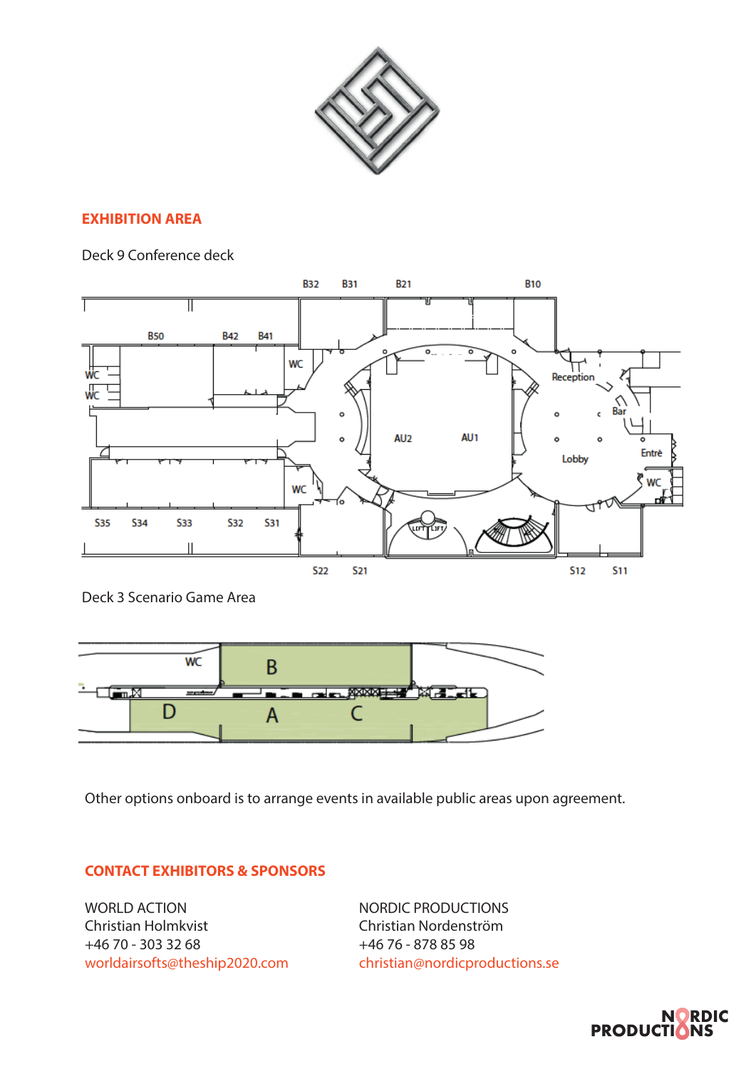## EXHIBITION AREA

Deck 9 Conference deck

B32 B31 B21 B10

B50 B42 B41

WC WC WC WC WC WC

Reception

Bar

AU2 AU1

Lobby

Entrè

S35 S34 S33 S32 S31

S22 S21 S12 S11

Deck 3 Scenario Game Area

WC

B

D A C

Other options onboard is to arrange events in available public areas upon agreement.

## CONTACT EXHIBITORS & SPONSORS

WORLD ACTION
Christian Holmkvist
+46 70 - 303 32 68
worldairsofts@theship2020.com

NORDIC PRODUCTIONS
Christian Nordenström
+46 76 - 878 85 98
christian@nordicproductions.se

NORDIC PRODUCTIONS